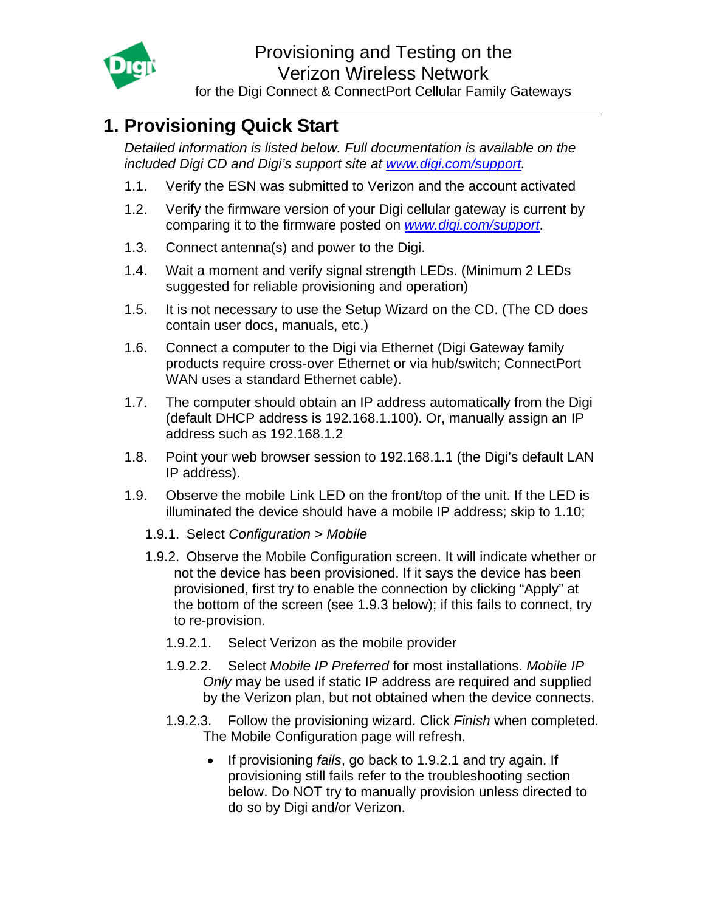# Provisioning and Testing on the Verizon Wireless Network

for the Digi Connect & ConnectPort Cellular Family Gateways

## 1. Provisioning Quick Start

*Detailed information is listed below. Full documentation is available on the included Digi CD and Digi's support site at [www.digi.com/support](http://www.digi.com/support).*

1.1. Verify the ESN was submitted to Verizon and the account activated

1.2. Verify the firmware version of your Digi cellular gateway is current by comparing it to the firmware posted on [www.digi.com/support](http://www.digi.com/support).

1.3. Connect antenna(s) and power to the Digi.

1.4. Wait a moment and verify signal strength LEDs. (Minimum 2 LEDs suggested for reliable provisioning and operation)

1.5. It is not necessary to use the Setup Wizard on the CD. (The CD does contain user docs, manuals, etc.)

1.6. Connect a computer to the Digi via Ethernet (Digi Gateway family products require cross-over Ethernet or via hub/switch; ConnectPort WAN uses a standard Ethernet cable).

1.7. The computer should obtain an IP address automatically from the Digi (default DHCP address is 192.168.1.100). Or, manually assign an IP address such as 192.168.1.2

1.8. Point your web browser session to 192.168.1.1 (the Digi's default LAN IP address).

1.9. Observe the mobile Link LED on the front/top of the unit. If the LED is illuminated the device should have a mobile IP address; skip to 1.10;

1.9.1. Select *Configuration* > *Mobile*

1.9.2. Observe the Mobile Configuration screen. It will indicate whether or not the device has been provisioned. If it says the device has been provisioned, first try to enable the connection by clicking "Apply" at the bottom of the screen (see 1.9.3 below); if this fails to connect, try to re-provision.

1.9.2.1. Select Verizon as the mobile provider

1.9.2.2. Select *Mobile IP Preferred* for most installations. *Mobile IP Only* may be used if static IP address are required and supplied by the Verizon plan, but not obtained when the device connects.

1.9.2.3. Follow the provisioning wizard. Click *Finish* when completed. The Mobile Configuration page will refresh.

- If provisioning *fails*, go back to 1.9.2.1 and try again. If provisioning still fails refer to the troubleshooting section below. Do NOT try to manually provision unless directed to do so by Digi and/or Verizon.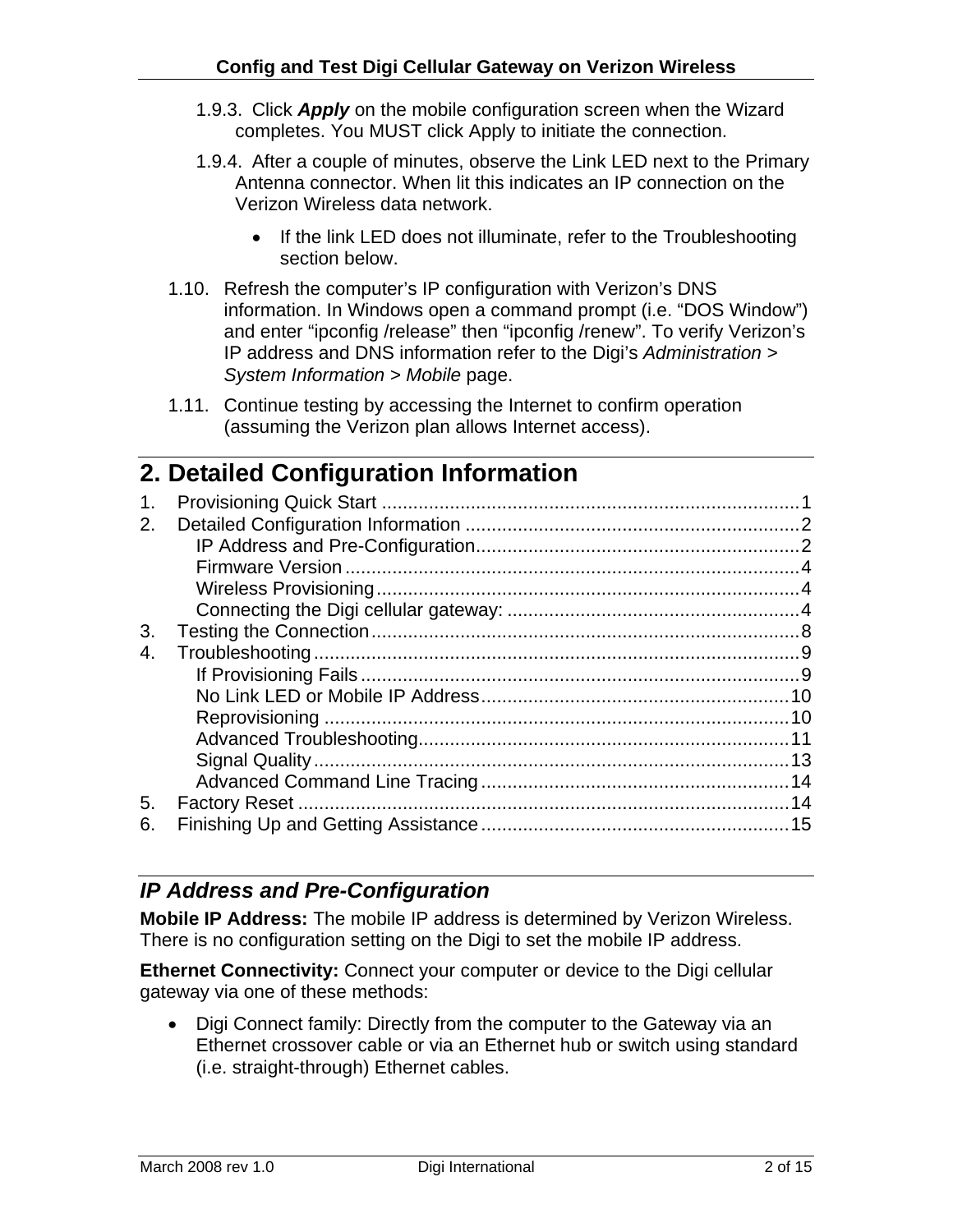1.9.3. Click ***Apply*** on the mobile configuration screen when the Wizard completes. You MUST click Apply to initiate the connection.

1.9.4. After a couple of minutes, observe the Link LED next to the Primary Antenna connector. When lit this indicates an IP connection on the Verizon Wireless data network.

- If the link LED does not illuminate, refer to the Troubleshooting section below.

1.10. Refresh the computer's IP configuration with Verizon's DNS information. In Windows open a command prompt (i.e. "DOS Window") and enter "ipconfig /release" then "ipconfig /renew". To verify Verizon's IP address and DNS information refer to the Digi's *Administration > System Information > Mobile* page.

1.11. Continue testing by accessing the Internet to confirm operation (assuming the Verizon plan allows Internet access).

# 2. Detailed Configuration Information

1. Provisioning Quick Start ........................................................................ 1
2. Detailed Configuration Information ........................................................ 2
   - IP Address and Pre-Configuration ........................................................ 2
   - Firmware Version ................................................................................ 4
   - Wireless Provisioning ........................................................................... 4
   - Connecting the Digi cellular gateway: .................................................. 4
3. Testing the Connection ......................................................................... 8
4. Troubleshooting .................................................................................... 9
   - If Provisioning Fails .............................................................................. 9
   - No Link LED or Mobile IP Address ...................................................... 10
   - Reprovisioning .................................................................................... 10
   - Advanced Troubleshooting .................................................................. 11
   - Signal Quality ...................................................................................... 13
   - Advanced Command Line Tracing ....................................................... 14
5. Factory Reset ...................................................................................... 14
6. Finishing Up and Getting Assistance ................................................... 15

## *IP Address and Pre-Configuration*

**Mobile IP Address:** The mobile IP address is determined by Verizon Wireless. There is no configuration setting on the Digi to set the mobile IP address.

**Ethernet Connectivity:** Connect your computer or device to the Digi cellular gateway via one of these methods:

- Digi Connect family: Directly from the computer to the Gateway via an Ethernet crossover cable or via an Ethernet hub or switch using standard (i.e. straight-through) Ethernet cables.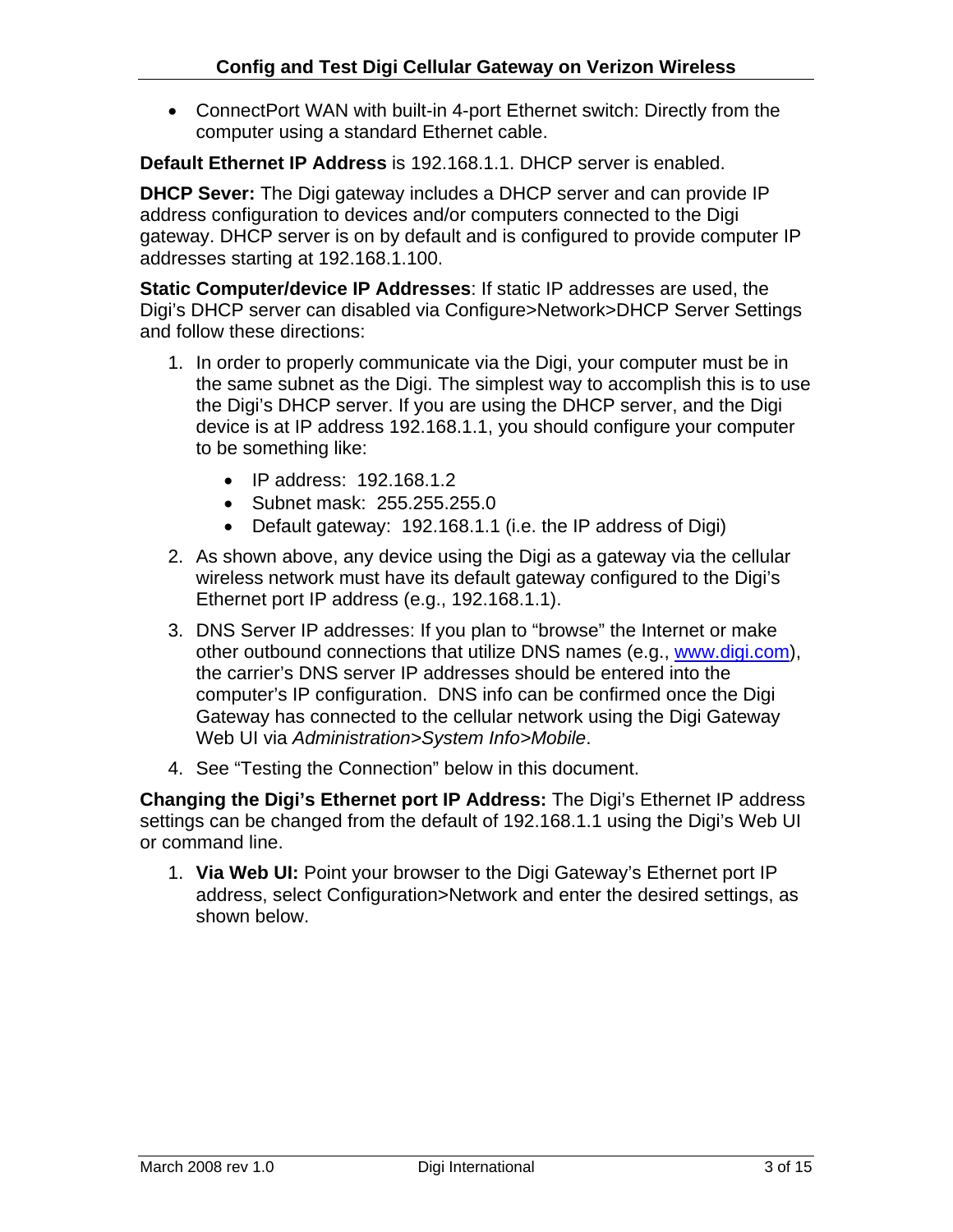- ConnectPort WAN with built-in 4-port Ethernet switch: Directly from the computer using a standard Ethernet cable.

**Default Ethernet IP Address** is 192.168.1.1. DHCP server is enabled.

**DHCP Sever:** The Digi gateway includes a DHCP server and can provide IP address configuration to devices and/or computers connected to the Digi gateway. DHCP server is on by default and is configured to provide computer IP addresses starting at 192.168.1.100.

**Static Computer/device IP Addresses**: If static IP addresses are used, the Digi's DHCP server can disabled via Configure>Network>DHCP Server Settings and follow these directions:

1. In order to properly communicate via the Digi, your computer must be in the same subnet as the Digi. The simplest way to accomplish this is to use the Digi's DHCP server. If you are using the DHCP server, and the Digi device is at IP address 192.168.1.1, you should configure your computer to be something like:
   - IP address: 192.168.1.2
   - Subnet mask: 255.255.255.0
   - Default gateway: 192.168.1.1 (i.e. the IP address of Digi)
2. As shown above, any device using the Digi as a gateway via the cellular wireless network must have its default gateway configured to the Digi's Ethernet port IP address (e.g., 192.168.1.1).
3. DNS Server IP addresses: If you plan to "browse" the Internet or make other outbound connections that utilize DNS names (e.g., www.digi.com), the carrier's DNS server IP addresses should be entered into the computer's IP configuration. DNS info can be confirmed once the Digi Gateway has connected to the cellular network using the Digi Gateway Web UI via *Administration>System Info>Mobile*.
4. See "Testing the Connection" below in this document.

**Changing the Digi's Ethernet port IP Address:** The Digi's Ethernet IP address settings can be changed from the default of 192.168.1.1 using the Digi's Web UI or command line.

1. **Via Web UI:** Point your browser to the Digi Gateway's Ethernet port IP address, select Configuration>Network and enter the desired settings, as shown below.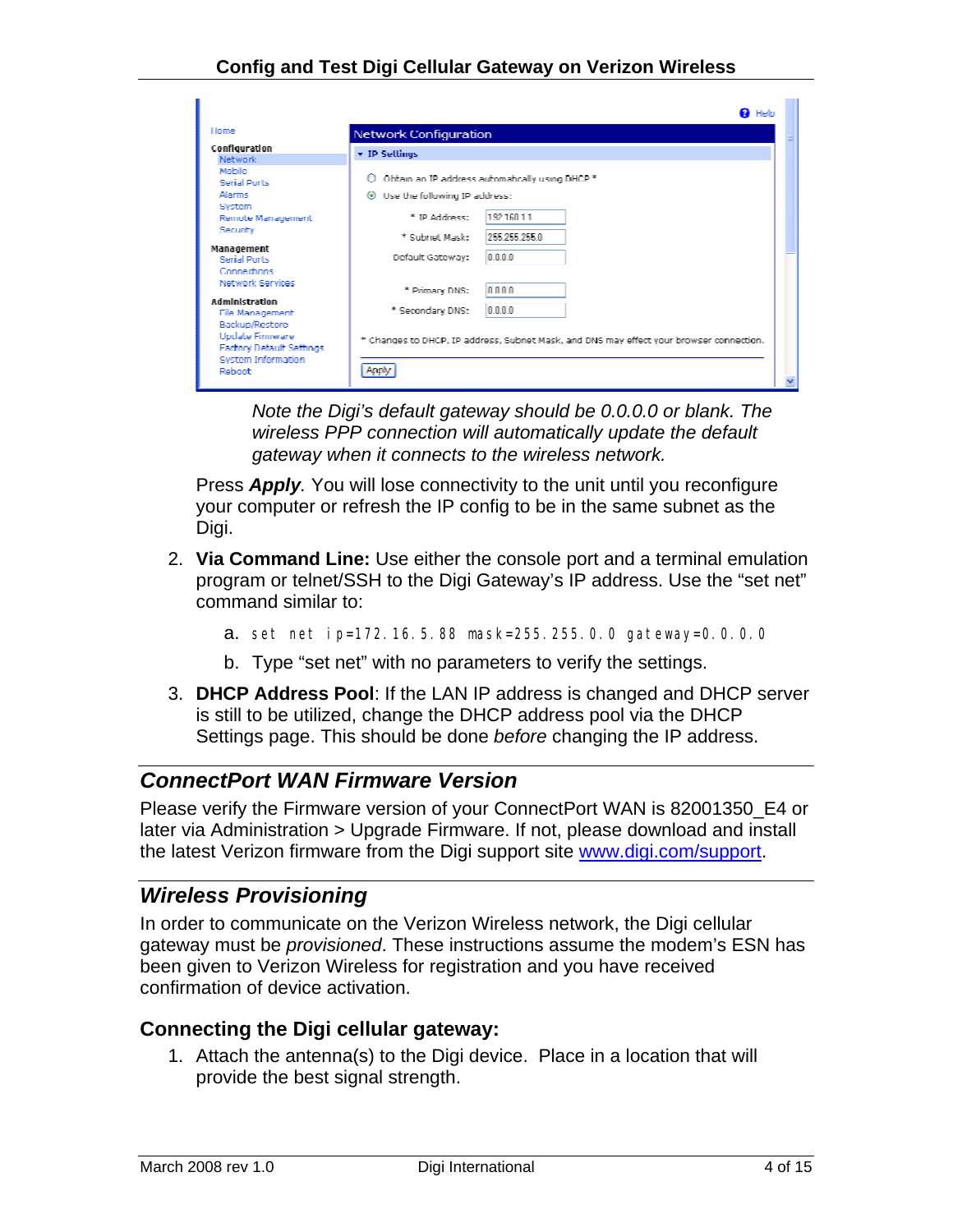Note the Digi's default gateway should be 0.0.0.0 or blank. The wireless PPP connection will automatically update the default gateway when it connects to the wireless network.

Press ***Apply***. You will lose connectivity to the unit until you reconfigure your computer or refresh the IP config to be in the same subnet as the Digi.

2. **Via Command Line:** Use either the console port and a terminal emulation program or telnet/SSH to the Digi Gateway's IP address. Use the "set net" command similar to:
   a. `set net ip=172.16.5.88 mask=255.255.0.0 gateway=0.0.0.0`
   b. Type "set net" with no parameters to verify the settings.
3. **DHCP Address Pool**: If the LAN IP address is changed and DHCP server is still to be utilized, change the DHCP address pool via the DHCP Settings page. This should be done *before* changing the IP address.

## *ConnectPort WAN Firmware Version*

Please verify the Firmware version of your ConnectPort WAN is 82001350_E4 or later via Administration > Upgrade Firmware. If not, please download and install the latest Verizon firmware from the Digi support site www.digi.com/support.

## *Wireless Provisioning*

In order to communicate on the Verizon Wireless network, the Digi cellular gateway must be *provisioned*. These instructions assume the modem's ESN has been given to Verizon Wireless for registration and you have received confirmation of device activation.

### Connecting the Digi cellular gateway:

1. Attach the antenna(s) to the Digi device. Place in a location that will provide the best signal strength.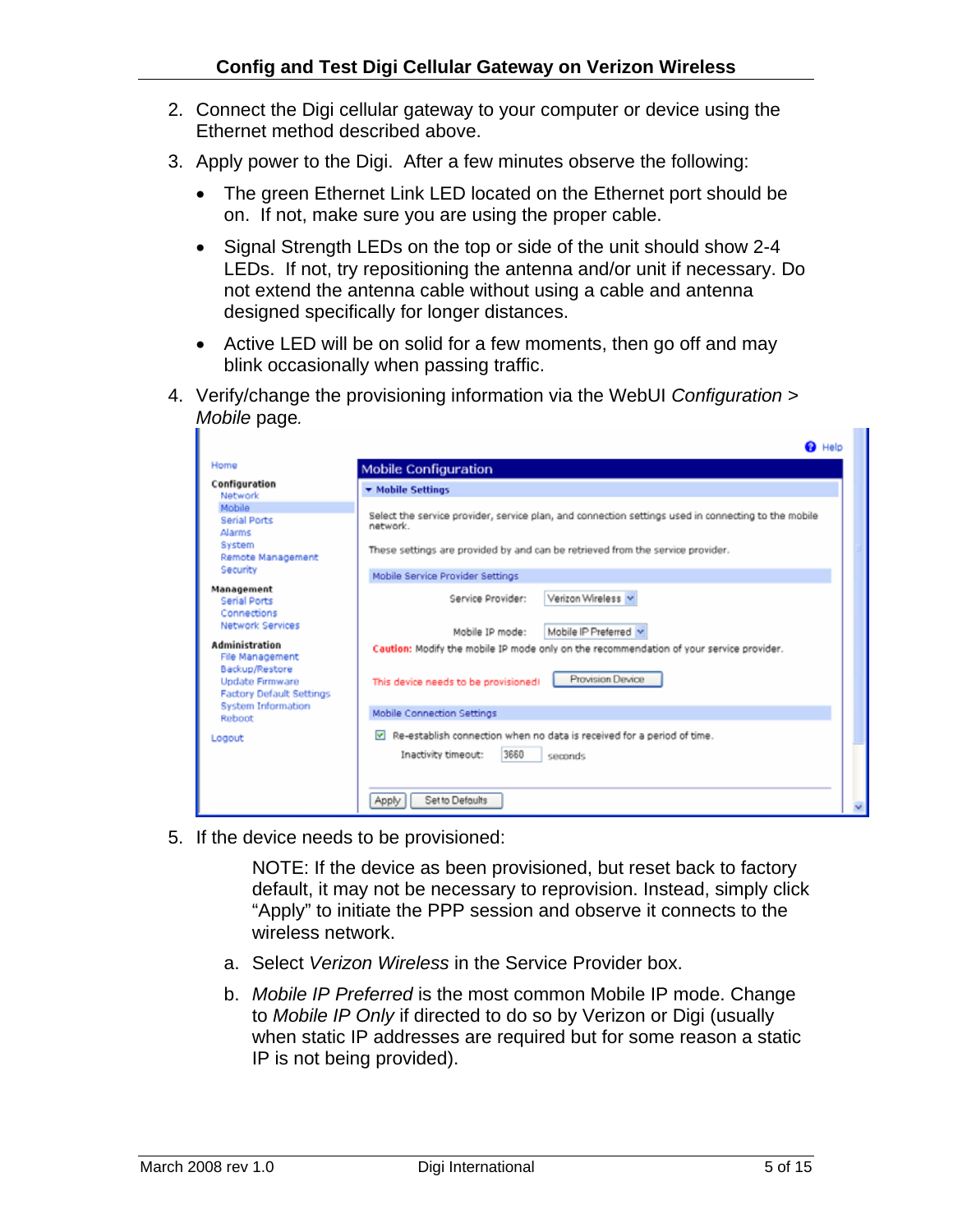2. Connect the Digi cellular gateway to your computer or device using the Ethernet method described above.

3. Apply power to the Digi. After a few minutes observe the following:

   - The green Ethernet Link LED located on the Ethernet port should be on. If not, make sure you are using the proper cable.
   - Signal Strength LEDs on the top or side of the unit should show 2-4 LEDs. If not, try repositioning the antenna and/or unit if necessary. Do not extend the antenna cable without using a cable and antenna designed specifically for longer distances.
   - Active LED will be on solid for a few moments, then go off and may blink occasionally when passing traffic.

4. Verify/change the provisioning information via the WebUI *Configuration > Mobile* page.

5. If the device needs to be provisioned:

   NOTE: If the device as been provisioned, but reset back to factory default, it may not be necessary to reprovision. Instead, simply click “Apply” to initiate the PPP session and observe it connects to the wireless network.

   a. Select *Verizon Wireless* in the Service Provider box.

   b. *Mobile IP Preferred* is the most common Mobile IP mode. Change to *Mobile IP Only* if directed to do so by Verizon or Digi (usually when static IP addresses are required but for some reason a static IP is not being provided).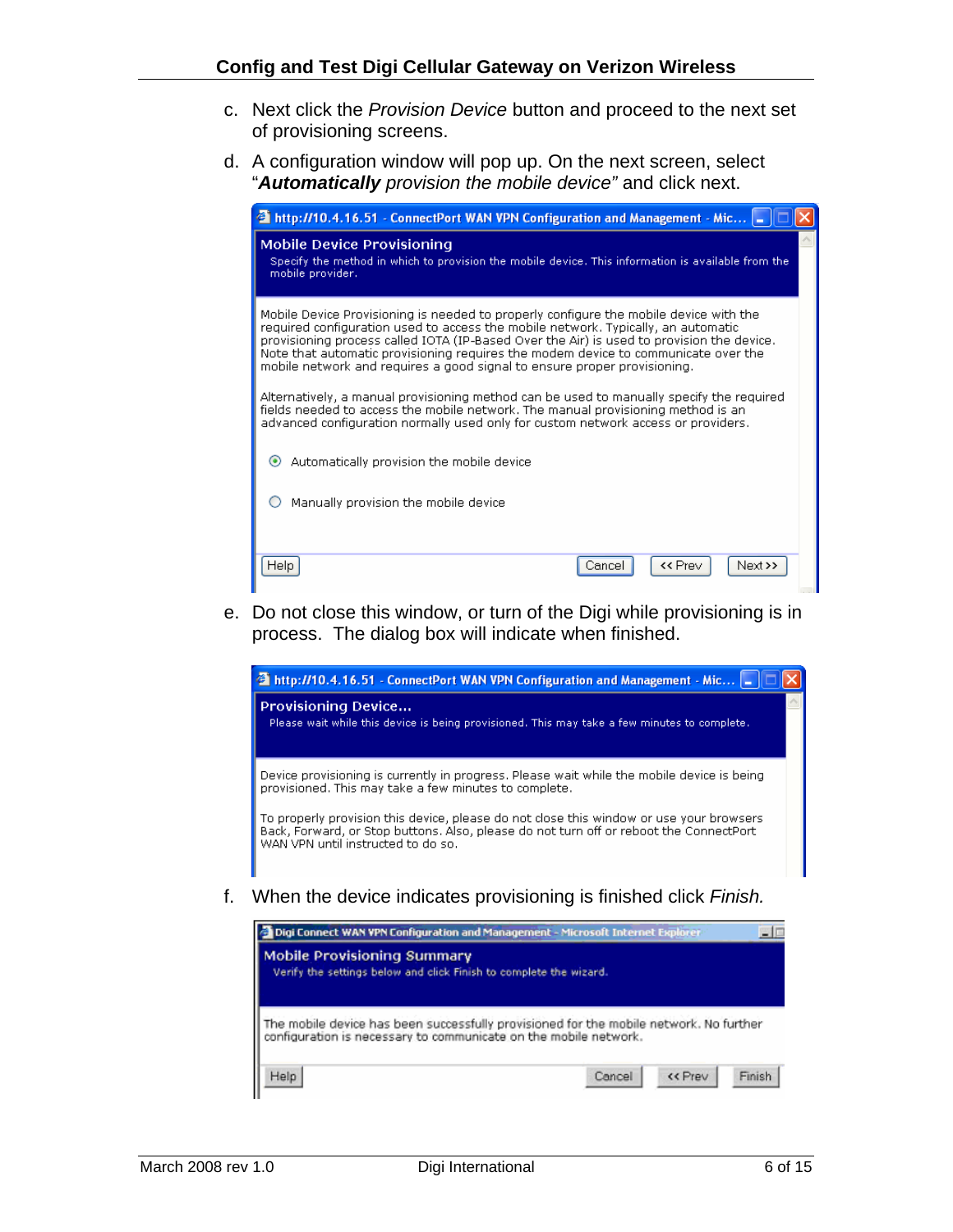c. Next click the *Provision Device* button and proceed to the next set of provisioning screens.

d. A configuration window will pop up. On the next screen, select "***Automatically** provision the mobile device"* and click next.

**http://10.4.16.51 - ConnectPort WAN VPN Configuration and Management - Mic...**

**Mobile Device Provisioning**

Specify the method in which to provision the mobile device. This information is available from the mobile provider.

Mobile Device Provisioning is needed to properly configure the mobile device with the required configuration used to access the mobile network. Typically, an automatic provisioning process called IOTA (IP-Based Over the Air) is used to provision the device. Note that automatic provisioning requires the modem device to communicate over the mobile network and requires a good signal to ensure proper provisioning.

Alternatively, a manual provisioning method can be used to manually specify the required fields needed to access the mobile network. The manual provisioning method is an advanced configuration normally used only for custom network access or providers.

- (•) Automatically provision the mobile device
- ( ) Manually provision the mobile device

Help | Cancel | << Prev | Next >>

e. Do not close this window, or turn of the Digi while provisioning is in process. The dialog box will indicate when finished.

**http://10.4.16.51 - ConnectPort WAN VPN Configuration and Management - Mic...**

**Provisioning Device...**

Please wait while this device is being provisioned. This may take a few minutes to complete.

Device provisioning is currently in progress. Please wait while the mobile device is being provisioned. This may take a few minutes to complete.

To properly provision this device, please do not close this window or use your browsers Back, Forward, or Stop buttons. Also, please do not turn off or reboot the ConnectPort WAN VPN until instructed to do so.

f. When the device indicates provisioning is finished click *Finish.*

**Digi Connect WAN VPN Configuration and Management - Microsoft Internet Explorer**

**Mobile Provisioning Summary**

Verify the settings below and click Finish to complete the wizard.

The mobile device has been successfully provisioned for the mobile network. No further configuration is necessary to communicate on the mobile network.

Help | Cancel | << Prev | Finish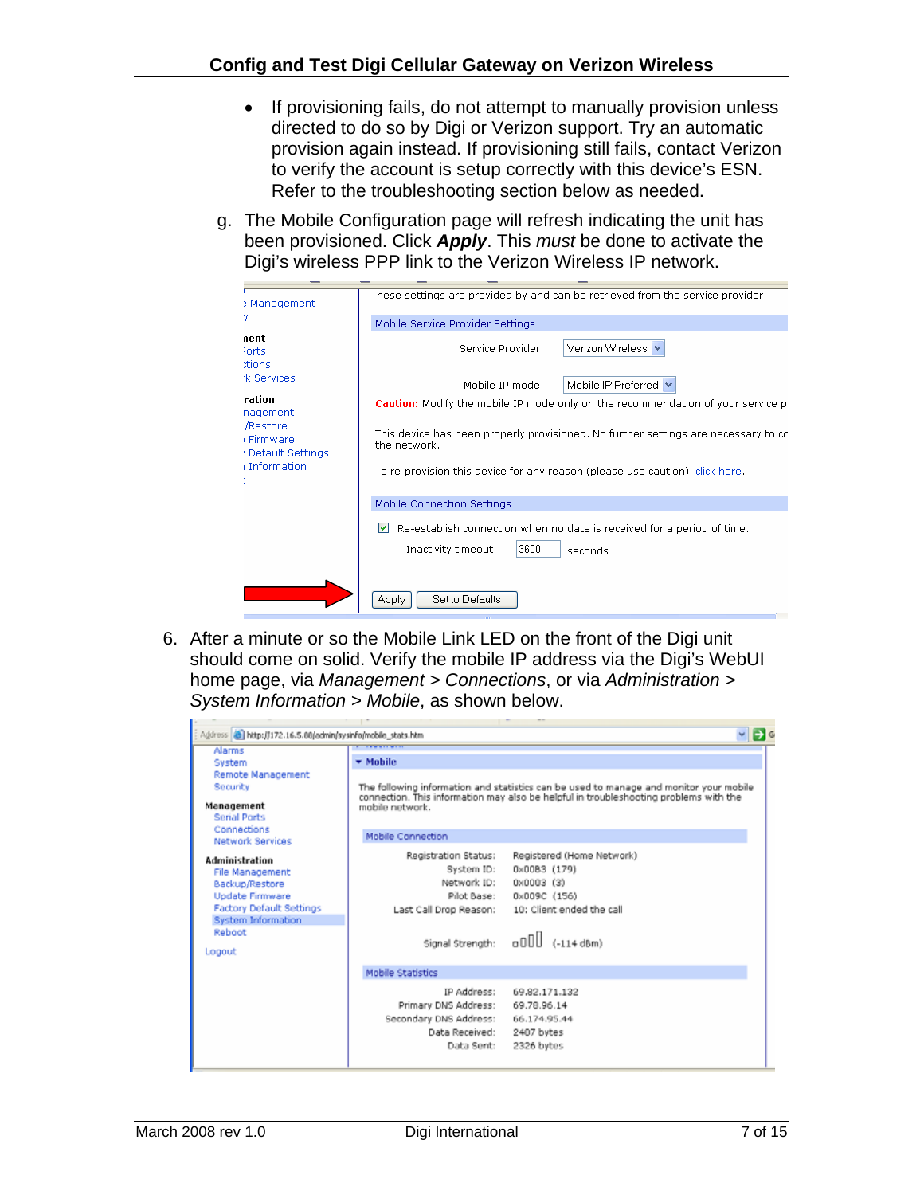- If provisioning fails, do not attempt to manually provision unless directed to do so by Digi or Verizon support. Try an automatic provision again instead. If provisioning still fails, contact Verizon to verify the account is setup correctly with this device's ESN. Refer to the troubleshooting section below as needed.

g. The Mobile Configuration page will refresh indicating the unit has been provisioned. Click ***Apply***. This *must* be done to activate the Digi's wireless PPP link to the Verizon Wireless IP network.

6. After a minute or so the Mobile Link LED on the front of the Digi unit should come on solid. Verify the mobile IP address via the Digi's WebUI home page, via *Management* > *Connections*, or via *Administration* > *System Information* > *Mobile*, as shown below.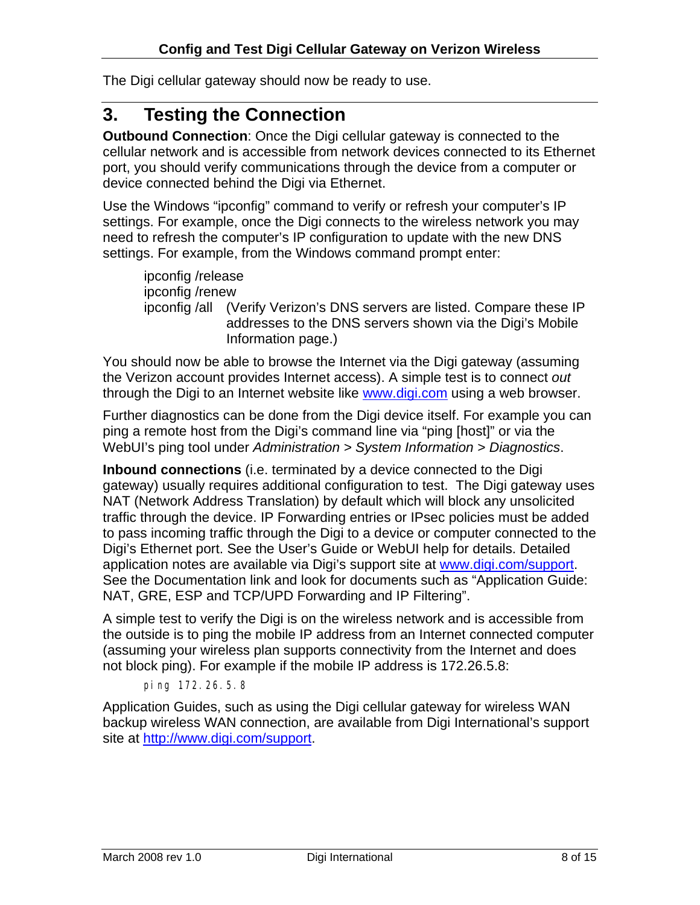The Digi cellular gateway should now be ready to use.

# 3. Testing the Connection

**Outbound Connection**: Once the Digi cellular gateway is connected to the cellular network and is accessible from network devices connected to its Ethernet port, you should verify communications through the device from a computer or device connected behind the Digi via Ethernet.

Use the Windows "ipconfig" command to verify or refresh your computer's IP settings. For example, once the Digi connects to the wireless network you may need to refresh the computer's IP configuration to update with the new DNS settings. For example, from the Windows command prompt enter:

ipconfig /release
ipconfig /renew
ipconfig /all (Verify Verizon's DNS servers are listed. Compare these IP addresses to the DNS servers shown via the Digi's Mobile Information page.)

You should now be able to browse the Internet via the Digi gateway (assuming the Verizon account provides Internet access). A simple test is to connect *out* through the Digi to an Internet website like www.digi.com using a web browser.

Further diagnostics can be done from the Digi device itself. For example you can ping a remote host from the Digi's command line via "ping [host]" or via the WebUI's ping tool under *Administration* > *System Information* > *Diagnostics*.

**Inbound connections** (i.e. terminated by a device connected to the Digi gateway) usually requires additional configuration to test. The Digi gateway uses NAT (Network Address Translation) by default which will block any unsolicited traffic through the device. IP Forwarding entries or IPsec policies must be added to pass incoming traffic through the Digi to a device or computer connected to the Digi's Ethernet port. See the User's Guide or WebUI help for details. Detailed application notes are available via Digi's support site at www.digi.com/support. See the Documentation link and look for documents such as "Application Guide: NAT, GRE, ESP and TCP/UPD Forwarding and IP Filtering".

A simple test to verify the Digi is on the wireless network and is accessible from the outside is to ping the mobile IP address from an Internet connected computer (assuming your wireless plan supports connectivity from the Internet and does not block ping). For example if the mobile IP address is 172.26.5.8:

```
ping 172.26.5.8
```

Application Guides, such as using the Digi cellular gateway for wireless WAN backup wireless WAN connection, are available from Digi International's support site at http://www.digi.com/support.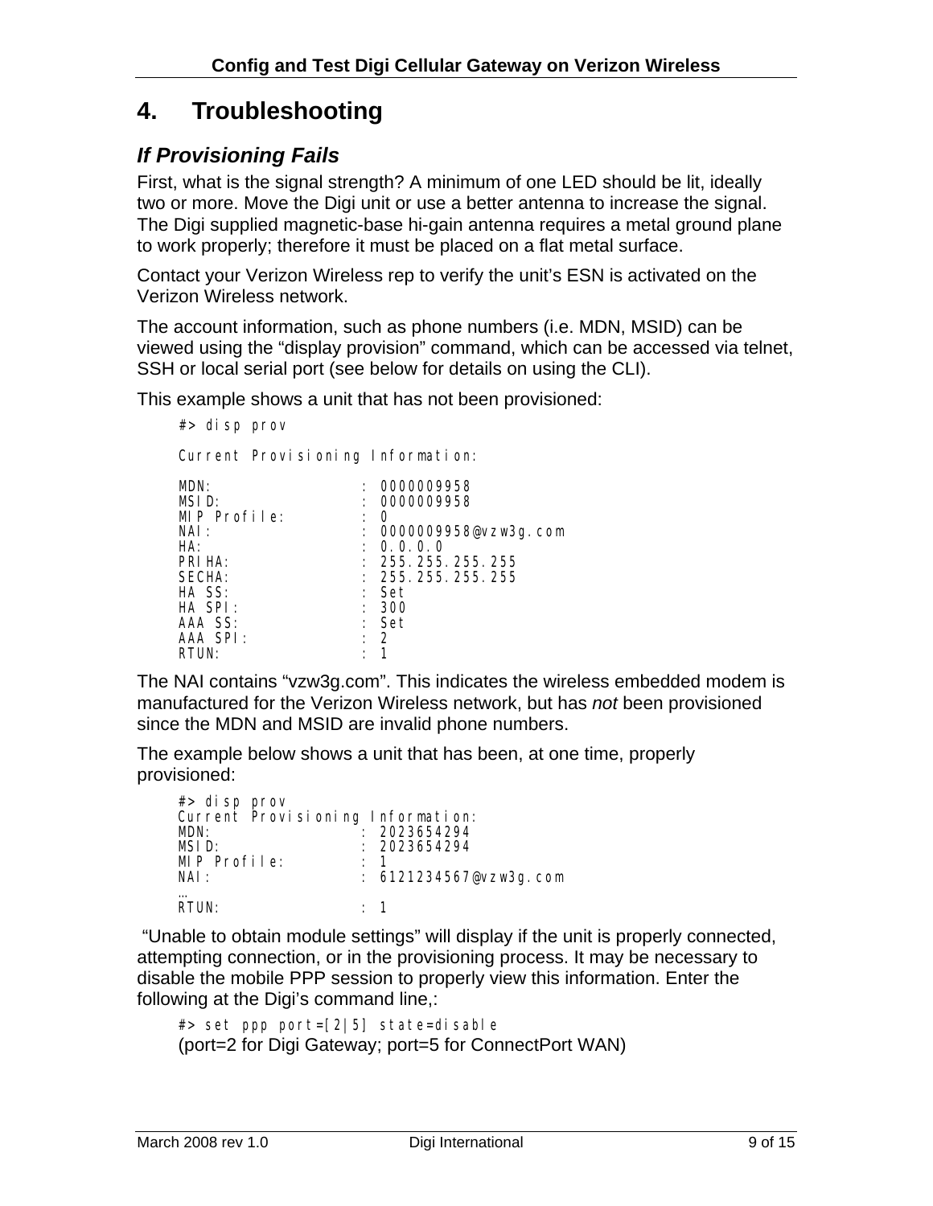# 4. Troubleshooting

### *If Provisioning Fails*

First, what is the signal strength? A minimum of one LED should be lit, ideally two or more. Move the Digi unit or use a better antenna to increase the signal. The Digi supplied magnetic-base hi-gain antenna requires a metal ground plane to work properly; therefore it must be placed on a flat metal surface.

Contact your Verizon Wireless rep to verify the unit's ESN is activated on the Verizon Wireless network.

The account information, such as phone numbers (i.e. MDN, MSID) can be viewed using the "display provision" command, which can be accessed via telnet, SSH or local serial port (see below for details on using the CLI).

This example shows a unit that has not been provisioned:

```
#> disp prov

Current Provisioning Information:

MDN:                : 0000009958
MSID:               : 0000009958
MIP Profile:        : 0
NAI:                : 0000009958@vzw3g.com
HA:                 : 0.0.0.0
PRIHA:              : 255.255.255.255
SECHA:              : 255.255.255.255
HA SS:              : Set
HA SPI:             : 300
AAA SS:             : Set
AAA SPI:            : 2
RTUN:               : 1
```

The NAI contains "vzw3g.com". This indicates the wireless embedded modem is manufactured for the Verizon Wireless network, but has *not* been provisioned since the MDN and MSID are invalid phone numbers.

The example below shows a unit that has been, at one time, properly provisioned:

```
#> disp prov
Current Provisioning Information:
MDN:                : 2023654294
MSID:               : 2023654294
MIP Profile:        : 1
NAI:                : 6121234567@vzw3g.com
…
RTUN:               : 1
```

"Unable to obtain module settings" will display if the unit is properly connected, attempting connection, or in the provisioning process. It may be necessary to disable the mobile PPP session to properly view this information. Enter the following at the Digi's command line,:

```
#> set ppp port=[2|5] state=disable
```

(port=2 for Digi Gateway; port=5 for ConnectPort WAN)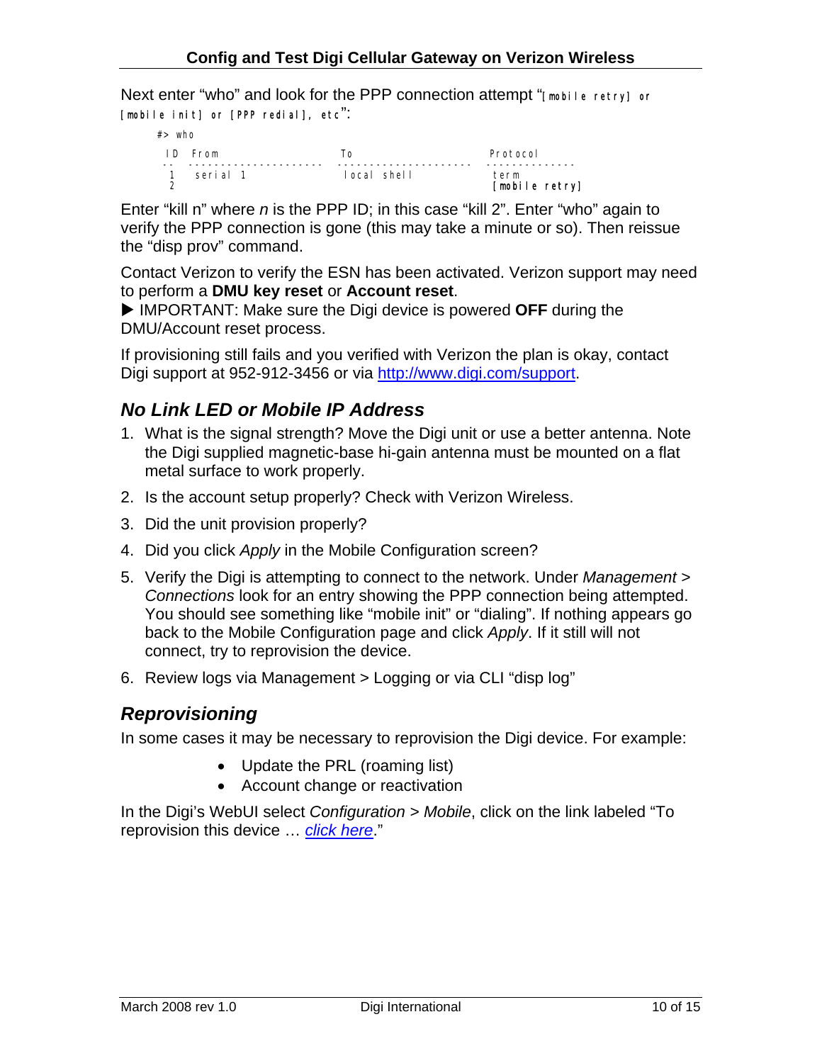Next enter “who” and look for the PPP connection attempt “[mobile retry] or [mobile init] or [PPP redial], etc”:

```
#> who

 ID  From                    To                     Protocol
 --  --------------------    --------------------   -------------
  1   serial 1               local shell             term
  2                                                  [mobile retry]
```

Enter “kill n” where *n* is the PPP ID; in this case “kill 2”. Enter “who” again to verify the PPP connection is gone (this may take a minute or so). Then reissue the “disp prov” command.

Contact Verizon to verify the ESN has been activated. Verizon support may need to perform a **DMU key reset** or **Account reset**.

▶ IMPORTANT: Make sure the Digi device is powered **OFF** during the DMU/Account reset process.

If provisioning still fails and you verified with Verizon the plan is okay, contact Digi support at 952-912-3456 or via http://www.digi.com/support.

## *No Link LED or Mobile IP Address*

1. What is the signal strength? Move the Digi unit or use a better antenna. Note the Digi supplied magnetic-base hi-gain antenna must be mounted on a flat metal surface to work properly.
2. Is the account setup properly? Check with Verizon Wireless.
3. Did the unit provision properly?
4. Did you click *Apply* in the Mobile Configuration screen?
5. Verify the Digi is attempting to connect to the network. Under *Management > Connections* look for an entry showing the PPP connection being attempted. You should see something like “mobile init” or “dialing”. If nothing appears go back to the Mobile Configuration page and click *Apply*. If it still will not connect, try to reprovision the device.
6. Review logs via Management > Logging or via CLI “disp log”

## *Reprovisioning*

In some cases it may be necessary to reprovision the Digi device. For example:

- Update the PRL (roaming list)
- Account change or reactivation

In the Digi’s WebUI select *Configuration > Mobile*, click on the link labeled “To reprovision this device … *click here*.”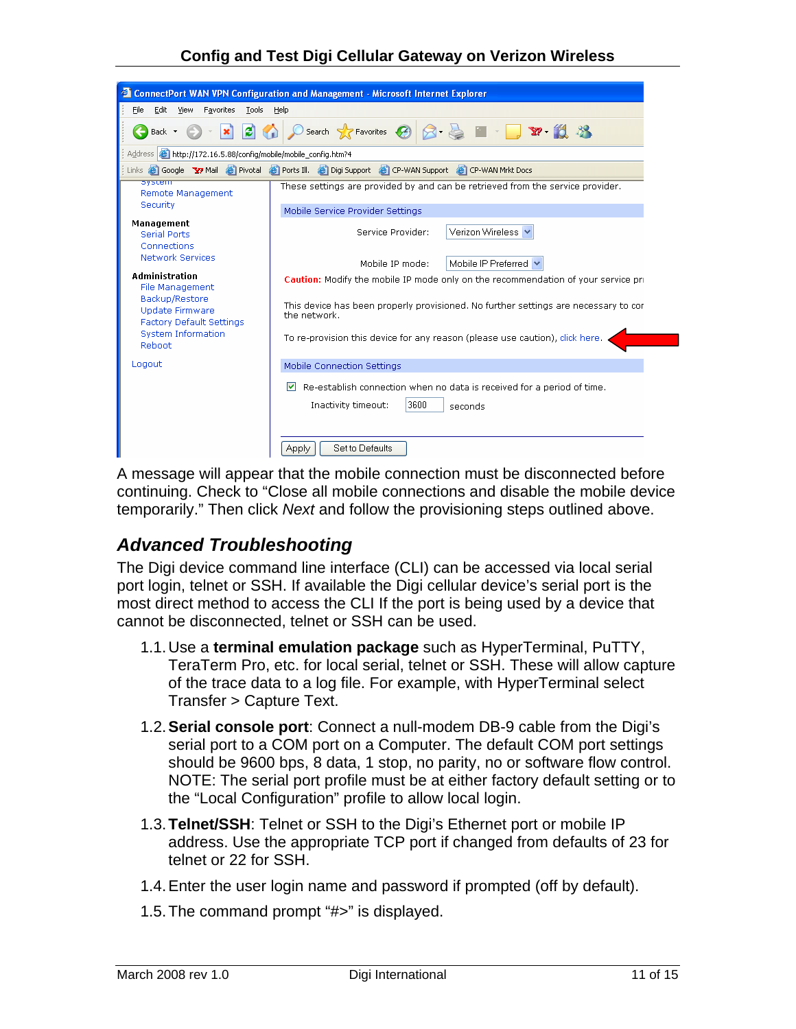A message will appear that the mobile connection must be disconnected before continuing. Check to “Close all mobile connections and disable the mobile device temporarily.” Then click *Next* and follow the provisioning steps outlined above.

## *Advanced Troubleshooting*

The Digi device command line interface (CLI) can be accessed via local serial port login, telnet or SSH. If available the Digi cellular device’s serial port is the most direct method to access the CLI If the port is being used by a device that cannot be disconnected, telnet or SSH can be used.

1.1. Use a **terminal emulation package** such as HyperTerminal, PuTTY, TeraTerm Pro, etc. for local serial, telnet or SSH. These will allow capture of the trace data to a log file. For example, with HyperTerminal select Transfer > Capture Text.

1.2. **Serial console port**: Connect a null-modem DB-9 cable from the Digi’s serial port to a COM port on a Computer. The default COM port settings should be 9600 bps, 8 data, 1 stop, no parity, no or software flow control. NOTE: The serial port profile must be at either factory default setting or to the “Local Configuration” profile to allow local login.

1.3. **Telnet/SSH**: Telnet or SSH to the Digi’s Ethernet port or mobile IP address. Use the appropriate TCP port if changed from defaults of 23 for telnet or 22 for SSH.

1.4. Enter the user login name and password if prompted (off by default).

1.5. The command prompt “#>” is displayed.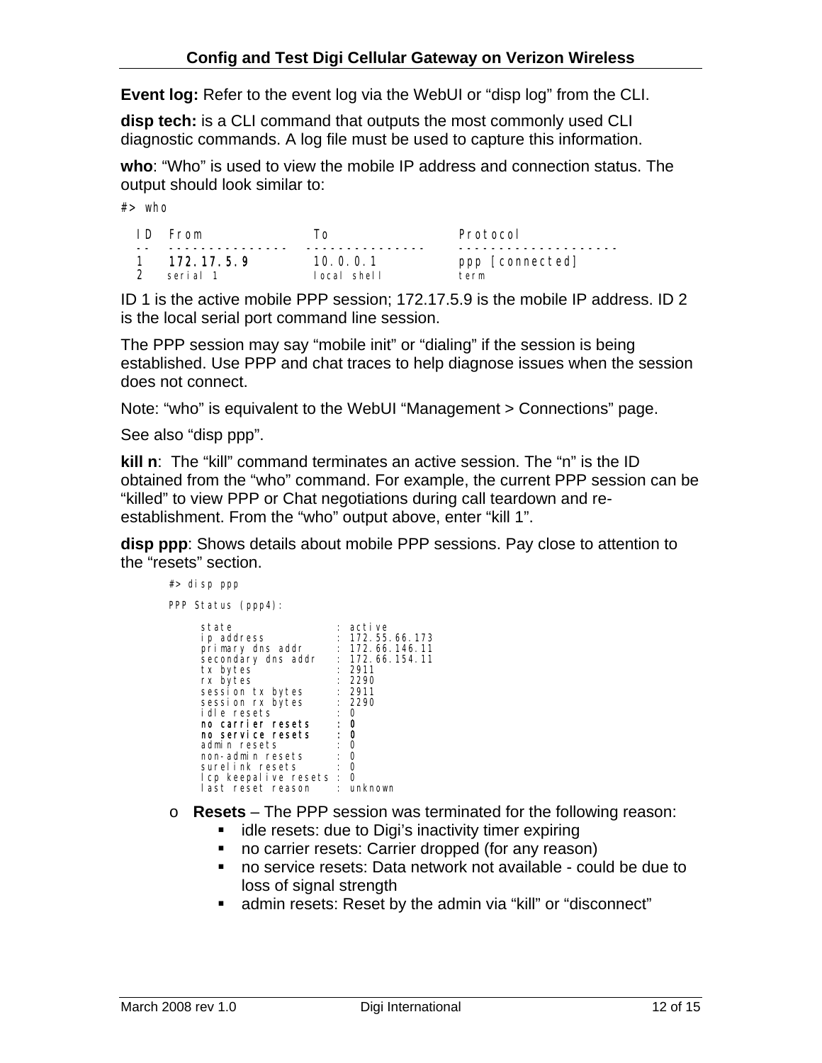**Event log:** Refer to the event log via the WebUI or “disp log” from the CLI.

**disp tech:** is a CLI command that outputs the most commonly used CLI diagnostic commands. A log file must be used to capture this information.

**who**: “Who” is used to view the mobile IP address and connection status. The output should look similar to:

```
#> who

 ID  From              To                Protocol
 --  ---------------   ---------------   --------------------
 1   172.17.5.9        10.0.0.1          ppp [connected]
 2   serial 1          local shell       term
```

ID 1 is the active mobile PPP session; 172.17.5.9 is the mobile IP address. ID 2 is the local serial port command line session.

The PPP session may say “mobile init” or “dialing” if the session is being established. Use PPP and chat traces to help diagnose issues when the session does not connect.

Note: “who” is equivalent to the WebUI “Management > Connections” page.

See also “disp ppp”.

**kill n**: The “kill” command terminates an active session. The “n” is the ID obtained from the “who” command. For example, the current PPP session can be “killed” to view PPP or Chat negotiations during call teardown and re-establishment. From the “who” output above, enter “kill 1”.

**disp ppp**: Shows details about mobile PPP sessions. Pay close to attention to the “resets” section.

```
#> disp ppp

PPP Status (ppp4):

     state                : active
     ip address           : 172.55.66.173
     primary dns addr     : 172.66.146.11
     secondary dns addr   : 172.66.154.11
     tx bytes             : 2911
     rx bytes             : 2290
     session tx bytes     : 2911
     session rx bytes     : 2290
     idle resets          : 0
     no carrier resets    : 0
     no service resets    : 0
     admin resets         : 0
     non-admin resets     : 0
     surelink resets      : 0
     lcp keepalive resets : 0
     last reset reason    : unknown
```

- **Resets** – The PPP session was terminated for the following reason:
  - idle resets: due to Digi’s inactivity timer expiring
  - no carrier resets: Carrier dropped (for any reason)
  - no service resets: Data network not available - could be due to loss of signal strength
  - admin resets: Reset by the admin via “kill” or “disconnect”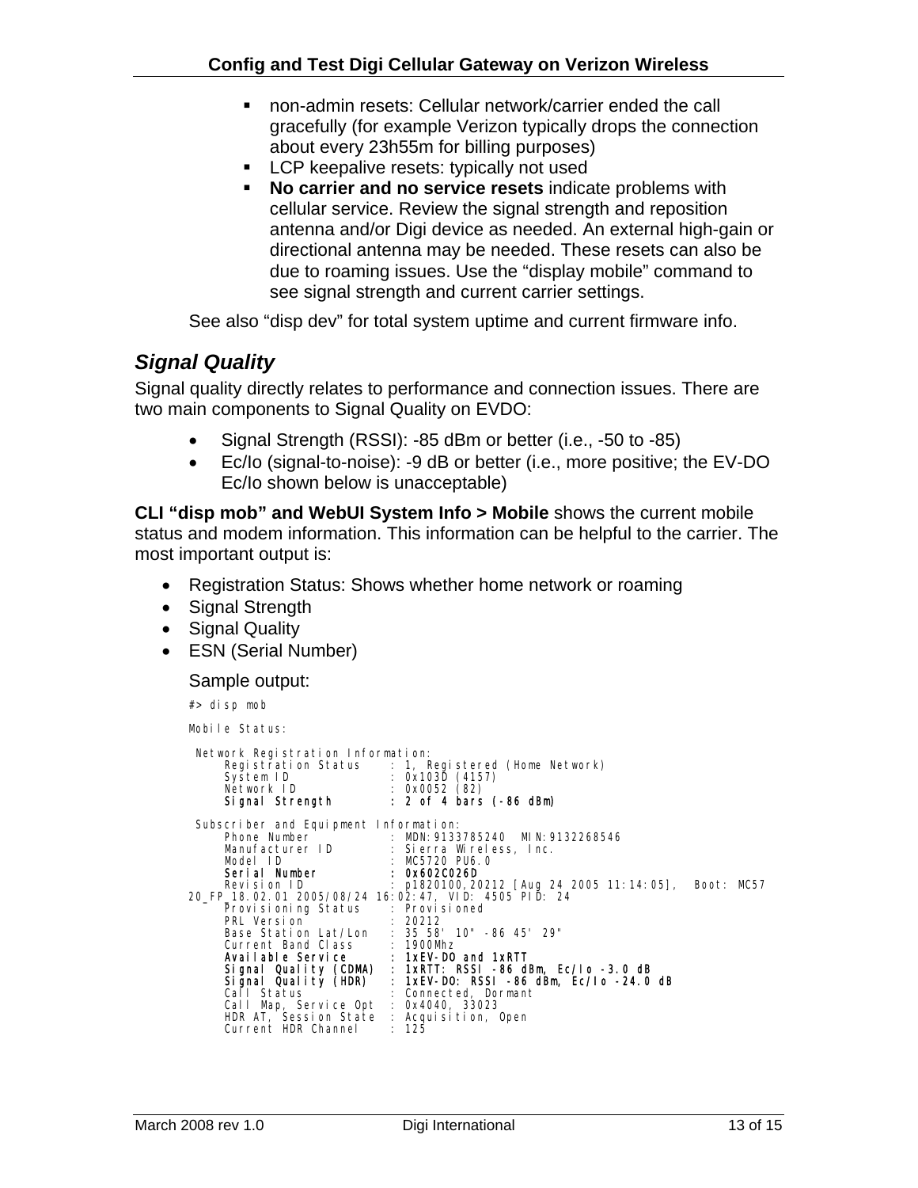- non-admin resets: Cellular network/carrier ended the call gracefully (for example Verizon typically drops the connection about every 23h55m for billing purposes)
- LCP keepalive resets: typically not used
- **No carrier and no service resets** indicate problems with cellular service. Review the signal strength and reposition antenna and/or Digi device as needed. An external high-gain or directional antenna may be needed. These resets can also be due to roaming issues. Use the "display mobile" command to see signal strength and current carrier settings.

See also "disp dev" for total system uptime and current firmware info.

### *Signal Quality*

Signal quality directly relates to performance and connection issues. There are two main components to Signal Quality on EVDO:

- Signal Strength (RSSI): -85 dBm or better (i.e., -50 to -85)
- Ec/Io (signal-to-noise): -9 dB or better (i.e., more positive; the EV-DO Ec/Io shown below is unacceptable)

**CLI "disp mob" and WebUI System Info > Mobile** shows the current mobile status and modem information. This information can be helpful to the carrier. The most important output is:

- Registration Status: Shows whether home network or roaming
- Signal Strength
- Signal Quality
- ESN (Serial Number)

Sample output:

```
#> disp mob

Mobile Status:

 Network Registration Information:
     Registration Status    : 1, Registered (Home Network)
     System ID              : 0x103D (4157)
     Network ID             : 0x0052 (82)
     Signal Strength        : 2 of 4 bars (-86 dBm)

 Subscriber and Equipment Information:
     Phone Number           : MDN:9133785240  MIN:9132268546
     Manufacturer ID        : Sierra Wireless, Inc.
     Model ID               : MC5720 PU6.0
     Serial Number          : 0x602C026D
     Revision ID            : p1820100,20212 [Aug 24 2005 11:14:05],  Boot: MC57
20_FP_18.02.01 2005/08/24 16:02:47, VID: 4505 PID: 24
     Provisioning Status    : Provisioned
     PRL Version            : 20212
     Base Station Lat/Lon   : 35 58' 10" -86 45' 29"
     Current Band Class     : 1900Mhz
     Available Service      : 1xEV-DO and 1xRTT
     Signal Quality (CDMA)  : 1xRTT: RSSI -86 dBm, Ec/Io -3.0 dB
     Signal Quality (HDR)   : 1xEV-DO: RSSI -86 dBm, Ec/Io -24.0 dB
     Call Status            : Connected, Dormant
     Call Map, Service Opt  : 0x4040, 33023
     HDR AT, Session State  : Acquisition, Open
     Current HDR Channel    : 125
```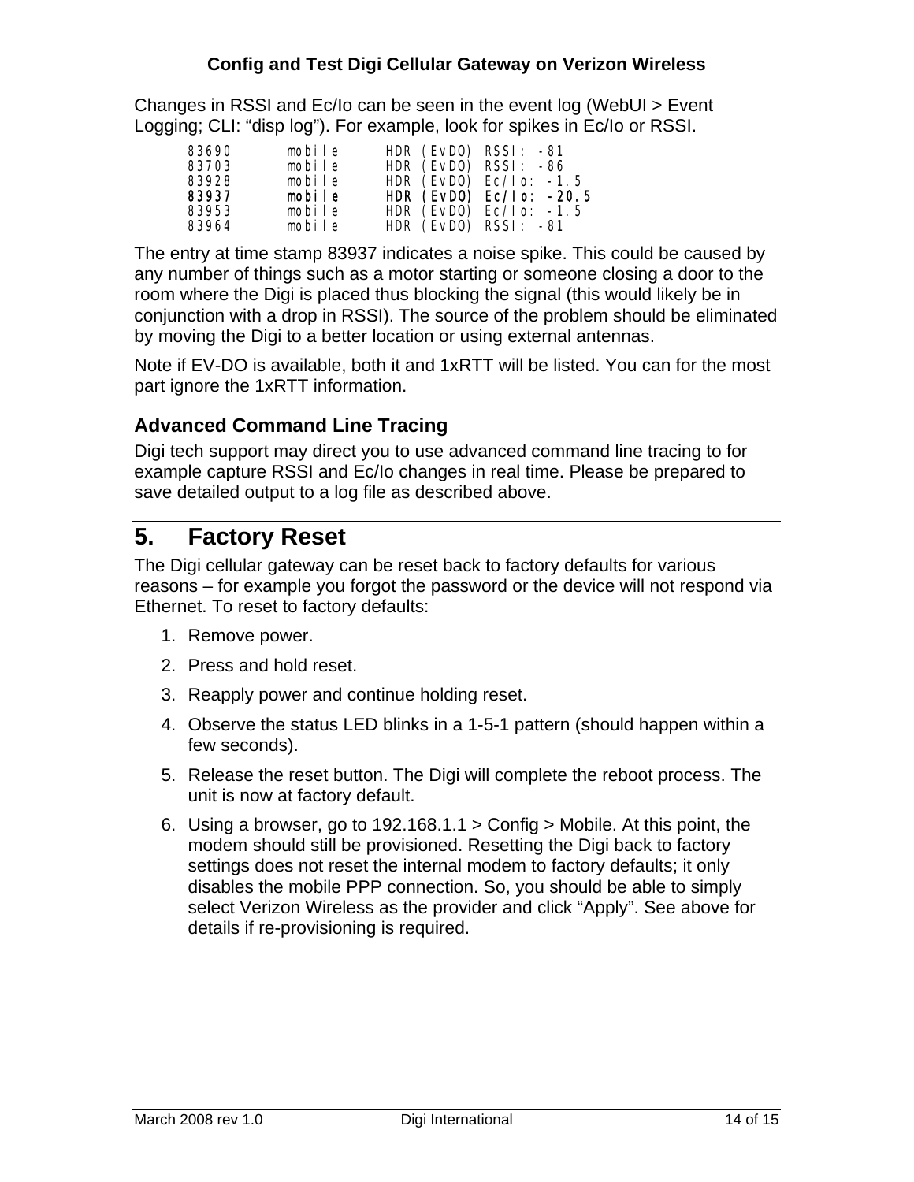Changes in RSSI and Ec/Io can be seen in the event log (WebUI > Event Logging; CLI: “disp log”). For example, look for spikes in Ec/Io or RSSI.

```
83690       mobile      HDR (EvDO) RSSI: -81
83703       mobile      HDR (EvDO) RSSI: -86
83928       mobile      HDR (EvDO) Ec/Io: -1.5
83937       mobile      HDR (EvDO) Ec/Io: -20.5
83953       mobile      HDR (EvDO) Ec/Io: -1.5
83964       mobile      HDR (EvDO) RSSI: -81
```

The entry at time stamp 83937 indicates a noise spike. This could be caused by any number of things such as a motor starting or someone closing a door to the room where the Digi is placed thus blocking the signal (this would likely be in conjunction with a drop in RSSI). The source of the problem should be eliminated by moving the Digi to a better location or using external antennas.

Note if EV-DO is available, both it and 1xRTT will be listed. You can for the most part ignore the 1xRTT information.

### Advanced Command Line Tracing

Digi tech support may direct you to use advanced command line tracing to for example capture RSSI and Ec/Io changes in real time. Please be prepared to save detailed output to a log file as described above.

## 5. Factory Reset

The Digi cellular gateway can be reset back to factory defaults for various reasons – for example you forgot the password or the device will not respond via Ethernet. To reset to factory defaults:

1. Remove power.
2. Press and hold reset.
3. Reapply power and continue holding reset.
4. Observe the status LED blinks in a 1-5-1 pattern (should happen within a few seconds).
5. Release the reset button. The Digi will complete the reboot process. The unit is now at factory default.
6. Using a browser, go to 192.168.1.1 > Config > Mobile. At this point, the modem should still be provisioned. Resetting the Digi back to factory settings does not reset the internal modem to factory defaults; it only disables the mobile PPP connection. So, you should be able to simply select Verizon Wireless as the provider and click “Apply”. See above for details if re-provisioning is required.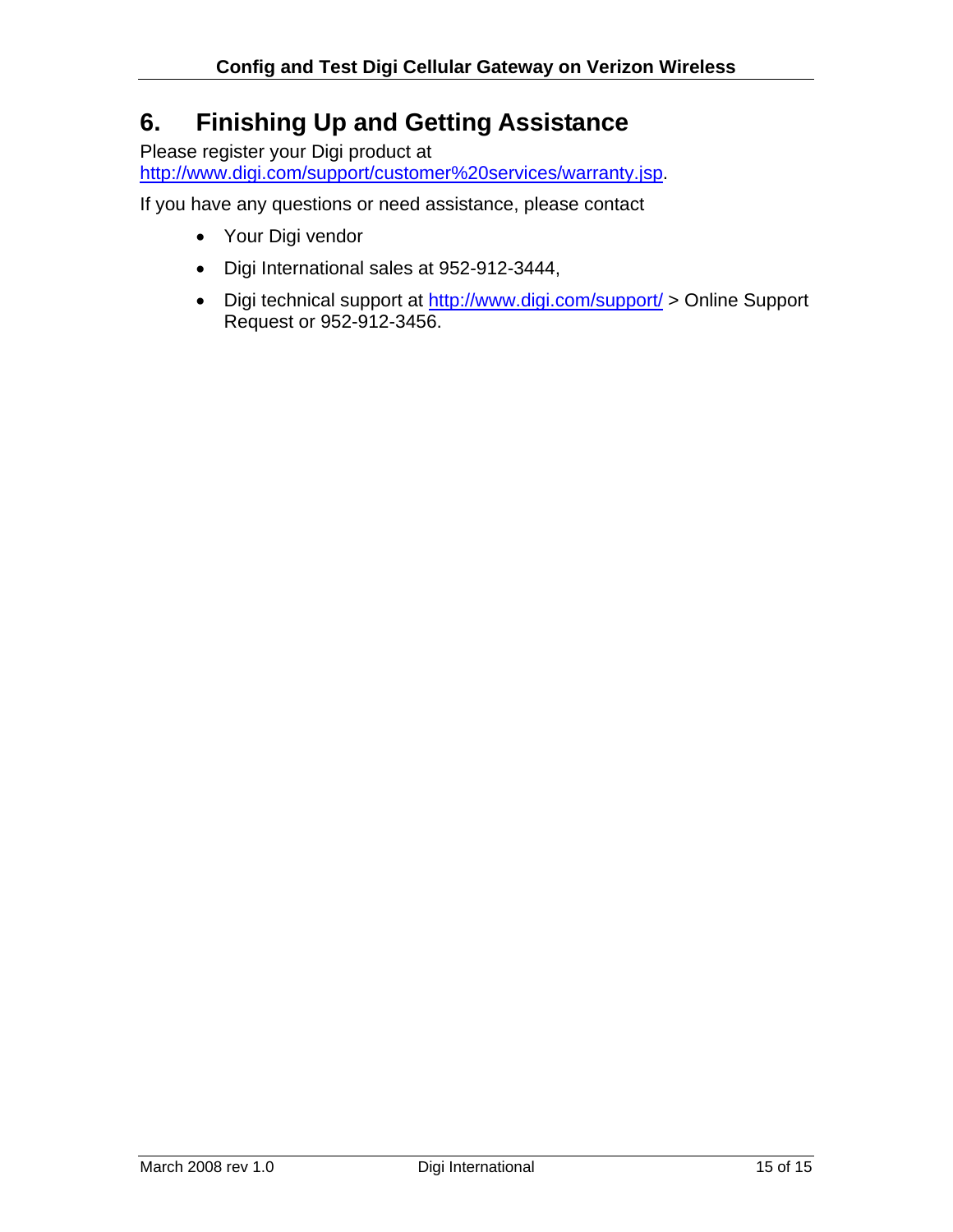# 6. Finishing Up and Getting Assistance

Please register your Digi product at
http://www.digi.com/support/customer%20services/warranty.jsp.

If you have any questions or need assistance, please contact

- Your Digi vendor
- Digi International sales at 952-912-3444,
- Digi technical support at http://www.digi.com/support/ > Online Support Request or 952-912-3456.